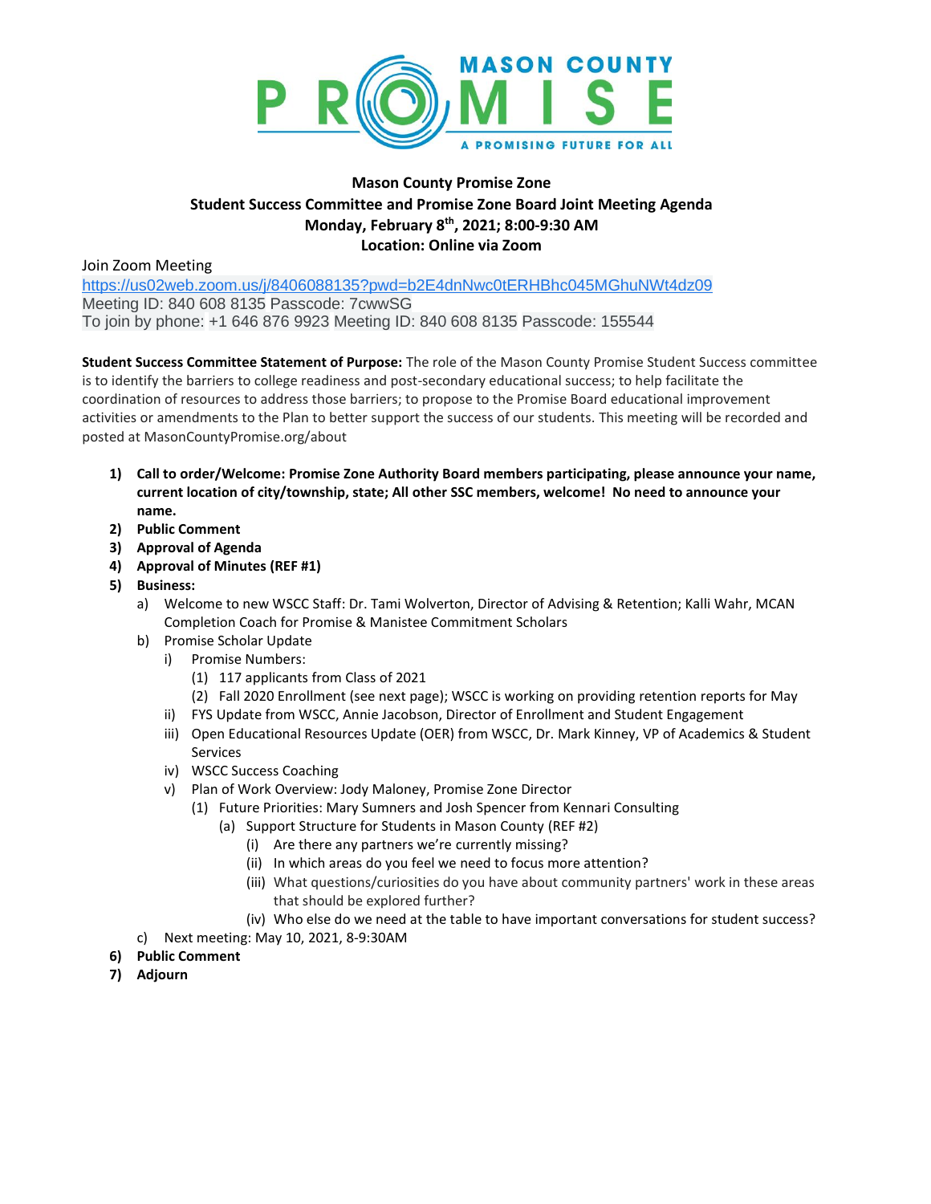MASON COUNTY PROMISE

A PROMISING FUTURE FOR ALL

**Mason County Promise Zone**
**Student Success Committee and Promise Zone Board Joint Meeting Agenda**
**Monday, February 8th, 2021; 8:00-9:30 AM**
**Location: Online via Zoom**

Join Zoom Meeting
https://us02web.zoom.us/j/8406088135?pwd=b2E4dnNwc0tERHBhc045MGhuNWt4dz09
Meeting ID: 840 608 8135 Passcode: 7cwwSG
To join by phone: +1 646 876 9923 Meeting ID: 840 608 8135 Passcode: 155544

**Student Success Committee Statement of Purpose:** The role of the Mason County Promise Student Success committee is to identify the barriers to college readiness and post-secondary educational success; to help facilitate the coordination of resources to address those barriers; to propose to the Promise Board educational improvement activities or amendments to the Plan to better support the success of our students. This meeting will be recorded and posted at MasonCountyPromise.org/about

1) **Call to order/Welcome: Promise Zone Authority Board members participating, please announce your name, current location of city/township, state; All other SSC members, welcome! No need to announce your name.**
2) **Public Comment**
3) **Approval of Agenda**
4) **Approval of Minutes (REF #1)**
5) **Business:**
   a) Welcome to new WSCC Staff: Dr. Tami Wolverton, Director of Advising & Retention; Kalli Wahr, MCAN Completion Coach for Promise & Manistee Commitment Scholars
   b) Promise Scholar Update
      i) Promise Numbers:
         (1) 117 applicants from Class of 2021
         (2) Fall 2020 Enrollment (see next page); WSCC is working on providing retention reports for May
      ii) FYS Update from WSCC, Annie Jacobson, Director of Enrollment and Student Engagement
      iii) Open Educational Resources Update (OER) from WSCC, Dr. Mark Kinney, VP of Academics & Student Services
      iv) WSCC Success Coaching
      v) Plan of Work Overview: Jody Maloney, Promise Zone Director
         (1) Future Priorities: Mary Sumners and Josh Spencer from Kennari Consulting
            (a) Support Structure for Students in Mason County (REF #2)
               (i) Are there any partners we're currently missing?
               (ii) In which areas do you feel we need to focus more attention?
               (iii) What questions/curiosities do you have about community partners' work in these areas that should be explored further?
               (iv) Who else do we need at the table to have important conversations for student success?
   c) Next meeting: May 10, 2021, 8-9:30AM
6) **Public Comment**
7) **Adjourn**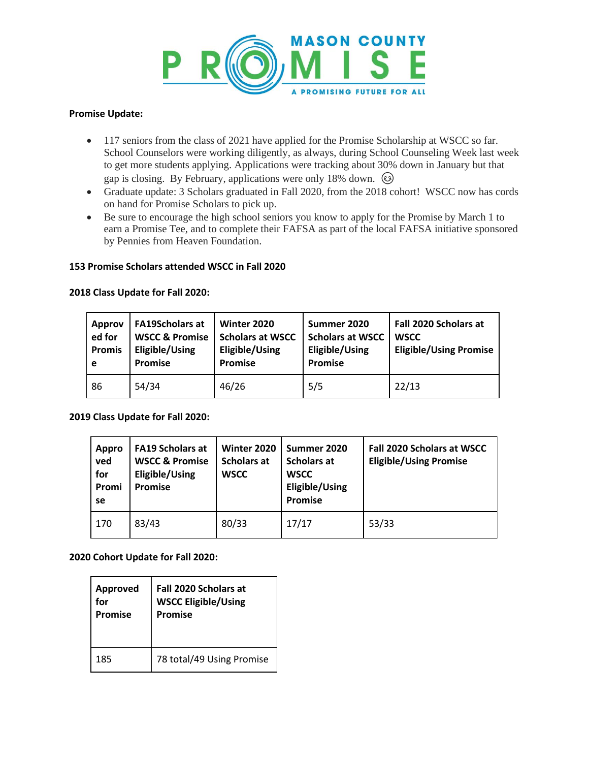MASON COUNTY PROMISE

A PROMISING FUTURE FOR ALL

**Promise Update:**

- 117 seniors from the class of 2021 have applied for the Promise Scholarship at WSCC so far. School Counselors were working diligently, as always, during School Counseling Week last week to get more students applying. Applications were tracking about 30% down in January but that gap is closing. By February, applications were only 18% down. 😊
- Graduate update: 3 Scholars graduated in Fall 2020, from the 2018 cohort! WSCC now has cords on hand for Promise Scholars to pick up.
- Be sure to encourage the high school seniors you know to apply for the Promise by March 1 to earn a Promise Tee, and to complete their FAFSA as part of the local FAFSA initiative sponsored by Pennies from Heaven Foundation.

**153 Promise Scholars attended WSCC in Fall 2020**

**2018 Class Update for Fall 2020:**

| Approved for Promise | FA19Scholars at WSCC & Promise Eligible/Using Promise | Winter 2020 Scholars at WSCC Eligible/Using Promise | Summer 2020 Scholars at WSCC Eligible/Using Promise | Fall 2020 Scholars at WSCC Eligible/Using Promise |
|---|---|---|---|---|
| 86 | 54/34 | 46/26 | 5/5 | 22/13 |

**2019 Class Update for Fall 2020:**

| Approved for Promise | FA19 Scholars at WSCC & Promise Eligible/Using Promise | Winter 2020 Scholars at WSCC | Summer 2020 Scholars at WSCC Eligible/Using Promise | Fall 2020 Scholars at WSCC Eligible/Using Promise |
|---|---|---|---|---|
| 170 | 83/43 | 80/33 | 17/17 | 53/33 |

**2020 Cohort Update for Fall 2020:**

| Approved for Promise | Fall 2020 Scholars at WSCC Eligible/Using Promise |
|---|---|
| 185 | 78 total/49 Using Promise |